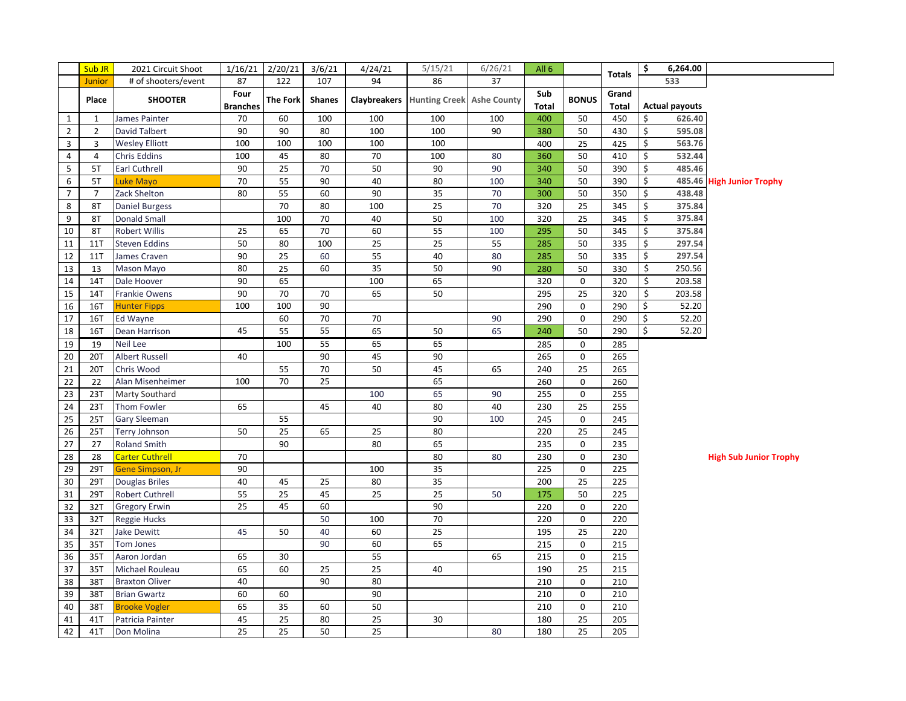| | Sub JR | 2021 Circuit Shoot | 1/16/21 | 2/20/21 | 3/6/21 | 4/24/21 | 5/15/21 | 6/26/21 | All 6 | | Totals | $ 6,264.00 | |
|---|---|---|---|---|---|---|---|---|---|---|---|---|---|
| | Junior | # of shooters/event | 87 | 122 | 107 | 94 | 86 | 37 | | | | 533 | |
| | Place | SHOOTER | Four Branches | The Fork | Shanes | Claybreakers | Hunting Creek | Ashe County | Sub Total | BONUS | Grand Total | Actual payouts | |
| 1 | 1 | James Painter | 70 | 60 | 100 | 100 | 100 | 100 | 400 | 50 | 450 | $ 626.40 | |
| 2 | 2 | David Talbert | 90 | 90 | 80 | 100 | 100 | 90 | 380 | 50 | 430 | $ 595.08 | |
| 3 | 3 | Wesley Elliott | 100 | 100 | 100 | 100 | 100 | | 400 | 25 | 425 | $ 563.76 | |
| 4 | 4 | Chris Eddins | 100 | 45 | 80 | 70 | 100 | 80 | 360 | 50 | 410 | $ 532.44 | |
| 5 | 5T | Earl Cuthrell | 90 | 25 | 70 | 50 | 90 | 90 | 340 | 50 | 390 | $ 485.46 | |
| 6 | 5T | Luke Mayo | 70 | 55 | 90 | 40 | 80 | 100 | 340 | 50 | 390 | $ 485.46 | High Junior Trophy |
| 7 | 7 | Zack Shelton | 80 | 55 | 60 | 90 | 35 | 70 | 300 | 50 | 350 | $ 438.48 | |
| 8 | 8T | Daniel Burgess | | 70 | 80 | 100 | 25 | 70 | 320 | 25 | 345 | $ 375.84 | |
| 9 | 8T | Donald Small | | 100 | 70 | 40 | 50 | 100 | 320 | 25 | 345 | $ 375.84 | |
| 10 | 8T | Robert Willis | 25 | 65 | 70 | 60 | 55 | 100 | 295 | 50 | 345 | $ 375.84 | |
| 11 | 11T | Steven Eddins | 50 | 80 | 100 | 25 | 25 | 55 | 285 | 50 | 335 | $ 297.54 | |
| 12 | 11T | James Craven | 90 | 25 | 60 | 55 | 40 | 80 | 285 | 50 | 335 | $ 297.54 | |
| 13 | 13 | Mason Mayo | 80 | 25 | 60 | 35 | 50 | 90 | 280 | 50 | 330 | $ 250.56 | |
| 14 | 14T | Dale Hoover | 90 | 65 | | 100 | 65 | | 320 | 0 | 320 | $ 203.58 | |
| 15 | 14T | Frankie Owens | 90 | 70 | 70 | 65 | 50 | | 295 | 25 | 320 | $ 203.58 | |
| 16 | 16T | Hunter Fipps | 100 | 100 | 90 | | | | 290 | 0 | 290 | $ 52.20 | |
| 17 | 16T | Ed Wayne | | 60 | 70 | 70 | | 90 | 290 | 0 | 290 | $ 52.20 | |
| 18 | 16T | Dean Harrison | 45 | 55 | 55 | 65 | 50 | 65 | 240 | 50 | 290 | $ 52.20 | |
| 19 | 19 | Neil Lee | | 100 | 55 | 65 | 65 | | 285 | 0 | 285 | | |
| 20 | 20T | Albert Russell | 40 | | 90 | 45 | 90 | | 265 | 0 | 265 | | |
| 21 | 20T | Chris Wood | | 55 | 70 | 50 | 45 | 65 | 240 | 25 | 265 | | |
| 22 | 22 | Alan Misenheimer | 100 | 70 | 25 | | 65 | | 260 | 0 | 260 | | |
| 23 | 23T | Marty Southard | | | | 100 | 65 | 90 | 255 | 0 | 255 | | |
| 24 | 23T | Thom Fowler | 65 | | 45 | 40 | 80 | 40 | 230 | 25 | 255 | | |
| 25 | 25T | Gary Sleeman | | 55 | | | 90 | 100 | 245 | 0 | 245 | | |
| 26 | 25T | Terry Johnson | 50 | 25 | 65 | 25 | 80 | | 220 | 25 | 245 | | |
| 27 | 27 | Roland Smith | | 90 | | 80 | 65 | | 235 | 0 | 235 | | |
| 28 | 28 | Carter Cuthrell | 70 | | | | 80 | 80 | 230 | 0 | 230 | | High Sub Junior Trophy |
| 29 | 29T | Gene Simpson, Jr | 90 | | | 100 | 35 | | 225 | 0 | 225 | | |
| 30 | 29T | Douglas Briles | 40 | 45 | 25 | 80 | 35 | | 200 | 25 | 225 | | |
| 31 | 29T | Robert Cuthrell | 55 | 25 | 45 | 25 | 25 | 50 | 175 | 50 | 225 | | |
| 32 | 32T | Gregory Erwin | 25 | 45 | 60 | | 90 | | 220 | 0 | 220 | | |
| 33 | 32T | Reggie Hucks | | | 50 | 100 | 70 | | 220 | 0 | 220 | | |
| 34 | 32T | Jake Dewitt | 45 | 50 | 40 | 60 | 25 | | 195 | 25 | 220 | | |
| 35 | 35T | Tom Jones | | | 90 | 60 | 65 | | 215 | 0 | 215 | | |
| 36 | 35T | Aaron Jordan | 65 | 30 | | 55 | | 65 | 215 | 0 | 215 | | |
| 37 | 35T | Michael Rouleau | 65 | 60 | 25 | 25 | 40 | | 190 | 25 | 215 | | |
| 38 | 38T | Braxton Oliver | 40 | | 90 | 80 | | | 210 | 0 | 210 | | |
| 39 | 38T | Brian Gwartz | 60 | 60 | | 90 | | | 210 | 0 | 210 | | |
| 40 | 38T | Brooke Vogler | 65 | 35 | 60 | 50 | | | 210 | 0 | 210 | | |
| 41 | 41T | Patricia Painter | 45 | 25 | 80 | 25 | 30 | | 180 | 25 | 205 | | |
| 42 | 41T | Don Molina | 25 | 25 | 50 | 25 | | 80 | 180 | 25 | 205 | | |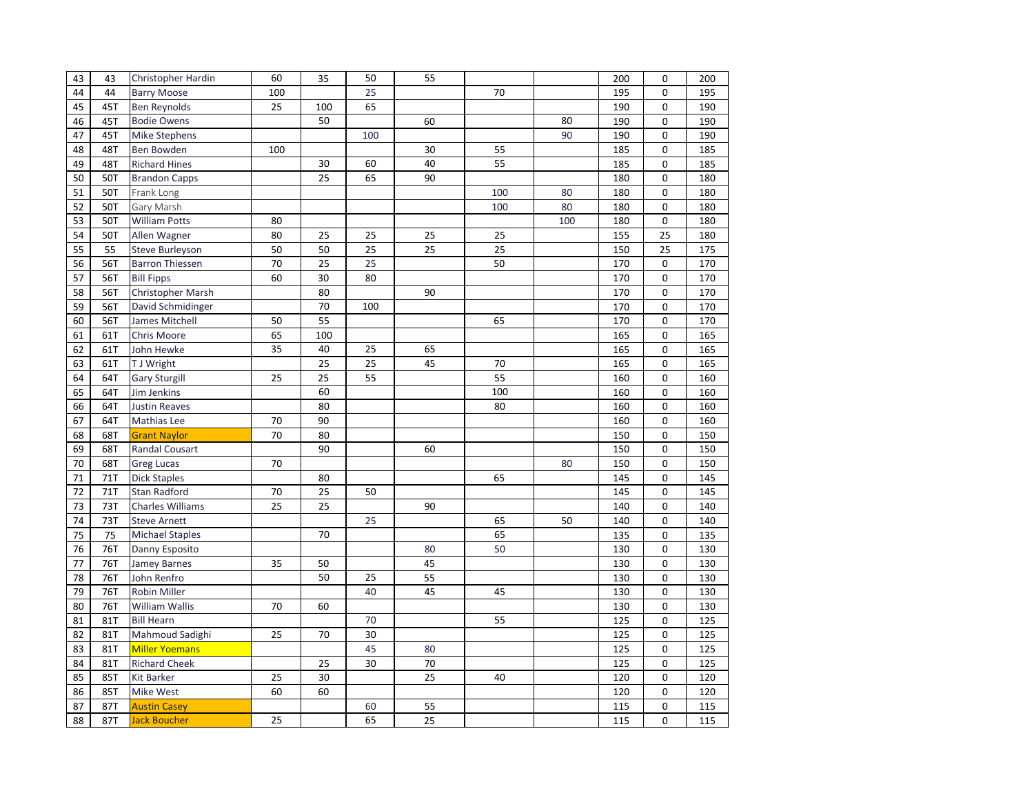| | | | | | | | | | | | |
|---|---|---|---|---|---|---|---|---|---|---|---|
| 43 | 43 | Christopher Hardin | 60 | 35 | 50 | 55 | | | 200 | 0 | 200 |
| 44 | 44 | Barry Moose | 100 | | 25 | | 70 | | 195 | 0 | 195 |
| 45 | 45T | Ben Reynolds | 25 | 100 | 65 | | | | 190 | 0 | 190 |
| 46 | 45T | Bodie Owens | | 50 | | 60 | | 80 | 190 | 0 | 190 |
| 47 | 45T | Mike Stephens | | | 100 | | | 90 | 190 | 0 | 190 |
| 48 | 48T | Ben Bowden | 100 | | | 30 | 55 | | 185 | 0 | 185 |
| 49 | 48T | Richard Hines | | 30 | 60 | 40 | 55 | | 185 | 0 | 185 |
| 50 | 50T | Brandon Capps | | 25 | 65 | 90 | | | 180 | 0 | 180 |
| 51 | 50T | Frank Long | | | | | 100 | 80 | 180 | 0 | 180 |
| 52 | 50T | Gary Marsh | | | | | 100 | 80 | 180 | 0 | 180 |
| 53 | 50T | William Potts | 80 | | | | | 100 | 180 | 0 | 180 |
| 54 | 50T | Allen Wagner | 80 | 25 | 25 | 25 | 25 | | 155 | 25 | 180 |
| 55 | 55 | Steve Burleyson | 50 | 50 | 25 | 25 | 25 | | 150 | 25 | 175 |
| 56 | 56T | Barron Thiessen | 70 | 25 | 25 | | 50 | | 170 | 0 | 170 |
| 57 | 56T | Bill Fipps | 60 | 30 | 80 | | | | 170 | 0 | 170 |
| 58 | 56T | Christopher Marsh | | 80 | | 90 | | | 170 | 0 | 170 |
| 59 | 56T | David Schmidinger | | 70 | 100 | | | | 170 | 0 | 170 |
| 60 | 56T | James Mitchell | 50 | 55 | | | 65 | | 170 | 0 | 170 |
| 61 | 61T | Chris Moore | 65 | 100 | | | | | 165 | 0 | 165 |
| 62 | 61T | John Hewke | 35 | 40 | 25 | 65 | | | 165 | 0 | 165 |
| 63 | 61T | T J Wright | | 25 | 25 | 45 | 70 | | 165 | 0 | 165 |
| 64 | 64T | Gary Sturgill | 25 | 25 | 55 | | 55 | | 160 | 0 | 160 |
| 65 | 64T | Jim Jenkins | | 60 | | | 100 | | 160 | 0 | 160 |
| 66 | 64T | Justin Reaves | | 80 | | | 80 | | 160 | 0 | 160 |
| 67 | 64T | Mathias Lee | 70 | 90 | | | | | 160 | 0 | 160 |
| 68 | 68T | Grant Naylor | 70 | 80 | | | | | 150 | 0 | 150 |
| 69 | 68T | Randal Cousart | | 90 | | 60 | | | 150 | 0 | 150 |
| 70 | 68T | Greg Lucas | 70 | | | | | 80 | 150 | 0 | 150 |
| 71 | 71T | Dick Staples | | 80 | | | 65 | | 145 | 0 | 145 |
| 72 | 71T | Stan Radford | 70 | 25 | 50 | | | | 145 | 0 | 145 |
| 73 | 73T | Charles Williams | 25 | 25 | | 90 | | | 140 | 0 | 140 |
| 74 | 73T | Steve Arnett | | | 25 | | 65 | 50 | 140 | 0 | 140 |
| 75 | 75 | Michael Staples | | 70 | | | 65 | | 135 | 0 | 135 |
| 76 | 76T | Danny Esposito | | | | 80 | 50 | | 130 | 0 | 130 |
| 77 | 76T | Jamey Barnes | 35 | 50 | | 45 | | | 130 | 0 | 130 |
| 78 | 76T | John Renfro | | 50 | 25 | 55 | | | 130 | 0 | 130 |
| 79 | 76T | Robin Miller | | | 40 | 45 | 45 | | 130 | 0 | 130 |
| 80 | 76T | William Wallis | 70 | 60 | | | | | 130 | 0 | 130 |
| 81 | 81T | Bill Hearn | | | 70 | | 55 | | 125 | 0 | 125 |
| 82 | 81T | Mahmoud Sadighi | 25 | 70 | 30 | | | | 125 | 0 | 125 |
| 83 | 81T | Miller Yoemans | | | 45 | 80 | | | 125 | 0 | 125 |
| 84 | 81T | Richard Cheek | | 25 | 30 | 70 | | | 125 | 0 | 125 |
| 85 | 85T | Kit Barker | 25 | 30 | | 25 | 40 | | 120 | 0 | 120 |
| 86 | 85T | Mike West | 60 | 60 | | | | | 120 | 0 | 120 |
| 87 | 87T | Austin Casey | | | 60 | 55 | | | 115 | 0 | 115 |
| 88 | 87T | Jack Boucher | 25 | | 65 | 25 | | | 115 | 0 | 115 |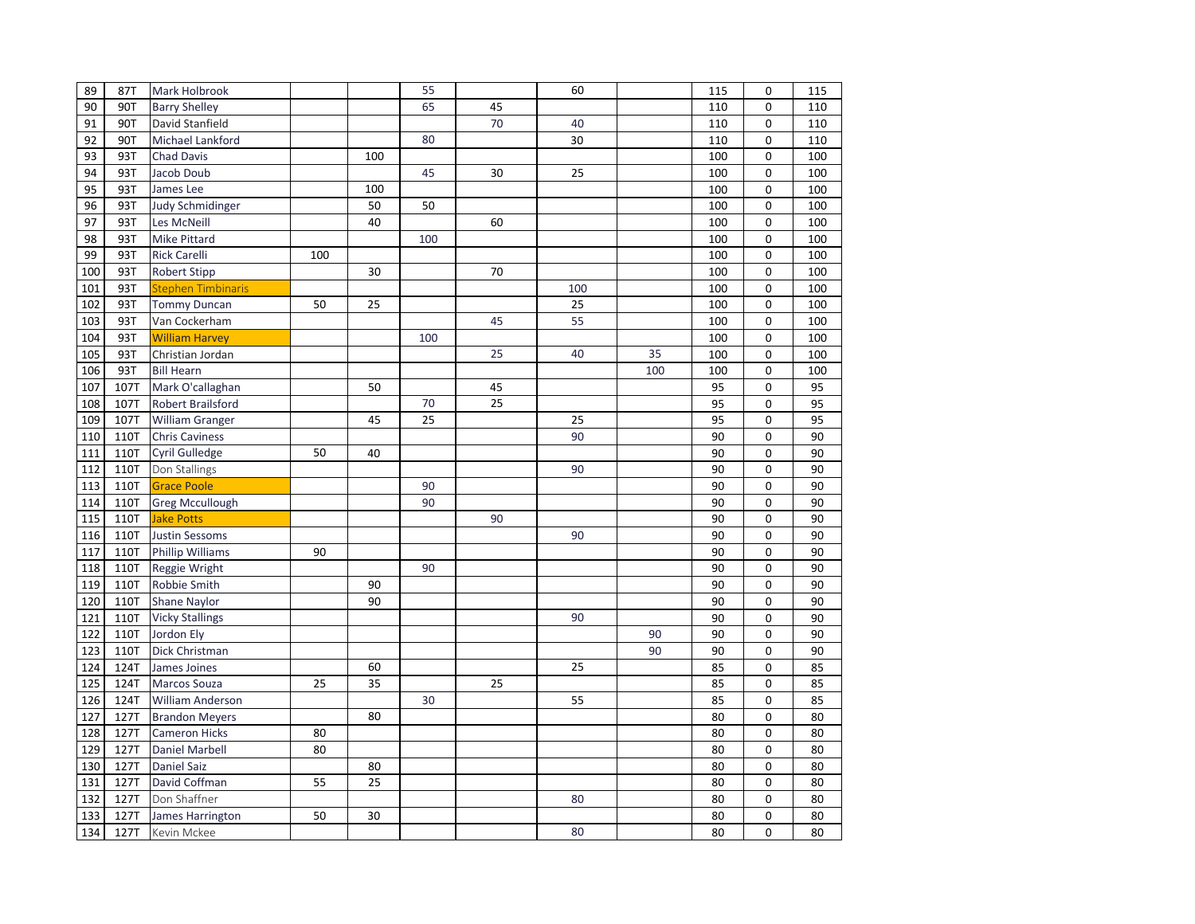| | | | | | | | | | | | |
|---|---|---|---|---|---|---|---|---|---|---|---|
| 89 | 87T | Mark Holbrook | | | 55 | | 60 | | 115 | 0 | 115 |
| 90 | 90T | Barry Shelley | | | 65 | 45 | | | 110 | 0 | 110 |
| 91 | 90T | David Stanfield | | | | 70 | 40 | | 110 | 0 | 110 |
| 92 | 90T | Michael Lankford | | | 80 | | 30 | | 110 | 0 | 110 |
| 93 | 93T | Chad Davis | | 100 | | | | | 100 | 0 | 100 |
| 94 | 93T | Jacob Doub | | | 45 | 30 | 25 | | 100 | 0 | 100 |
| 95 | 93T | James Lee | | 100 | | | | | 100 | 0 | 100 |
| 96 | 93T | Judy Schmidinger | | 50 | 50 | | | | 100 | 0 | 100 |
| 97 | 93T | Les McNeill | | 40 | | 60 | | | 100 | 0 | 100 |
| 98 | 93T | Mike Pittard | | | 100 | | | | 100 | 0 | 100 |
| 99 | 93T | Rick Carelli | 100 | | | | | | 100 | 0 | 100 |
| 100 | 93T | Robert Stipp | | 30 | | 70 | | | 100 | 0 | 100 |
| 101 | 93T | Stephen Timbinaris | | | | | 100 | | 100 | 0 | 100 |
| 102 | 93T | Tommy Duncan | 50 | 25 | | | 25 | | 100 | 0 | 100 |
| 103 | 93T | Van Cockerham | | | | 45 | 55 | | 100 | 0 | 100 |
| 104 | 93T | William Harvey | | | 100 | | | | 100 | 0 | 100 |
| 105 | 93T | Christian Jordan | | | | 25 | 40 | 35 | 100 | 0 | 100 |
| 106 | 93T | Bill Hearn | | | | | | 100 | 100 | 0 | 100 |
| 107 | 107T | Mark O'callaghan | | 50 | | 45 | | | 95 | 0 | 95 |
| 108 | 107T | Robert Brailsford | | | 70 | 25 | | | 95 | 0 | 95 |
| 109 | 107T | William Granger | | 45 | 25 | | 25 | | 95 | 0 | 95 |
| 110 | 110T | Chris Caviness | | | | | 90 | | 90 | 0 | 90 |
| 111 | 110T | Cyril Gulledge | 50 | 40 | | | | | 90 | 0 | 90 |
| 112 | 110T | Don Stallings | | | | | 90 | | 90 | 0 | 90 |
| 113 | 110T | Grace Poole | | | 90 | | | | 90 | 0 | 90 |
| 114 | 110T | Greg Mccullough | | | 90 | | | | 90 | 0 | 90 |
| 115 | 110T | Jake Potts | | | | 90 | | | 90 | 0 | 90 |
| 116 | 110T | Justin Sessoms | | | | | 90 | | 90 | 0 | 90 |
| 117 | 110T | Phillip Williams | 90 | | | | | | 90 | 0 | 90 |
| 118 | 110T | Reggie Wright | | | 90 | | | | 90 | 0 | 90 |
| 119 | 110T | Robbie Smith | | 90 | | | | | 90 | 0 | 90 |
| 120 | 110T | Shane Naylor | | 90 | | | | | 90 | 0 | 90 |
| 121 | 110T | Vicky Stallings | | | | | 90 | | 90 | 0 | 90 |
| 122 | 110T | Jordon Ely | | | | | | 90 | 90 | 0 | 90 |
| 123 | 110T | Dick Christman | | | | | | 90 | 90 | 0 | 90 |
| 124 | 124T | James Joines | | 60 | | | 25 | | 85 | 0 | 85 |
| 125 | 124T | Marcos Souza | 25 | 35 | | 25 | | | 85 | 0 | 85 |
| 126 | 124T | William Anderson | | | 30 | | 55 | | 85 | 0 | 85 |
| 127 | 127T | Brandon Meyers | | 80 | | | | | 80 | 0 | 80 |
| 128 | 127T | Cameron Hicks | 80 | | | | | | 80 | 0 | 80 |
| 129 | 127T | Daniel Marbell | 80 | | | | | | 80 | 0 | 80 |
| 130 | 127T | Daniel Saiz | | 80 | | | | | 80 | 0 | 80 |
| 131 | 127T | David Coffman | 55 | 25 | | | | | 80 | 0 | 80 |
| 132 | 127T | Don Shaffner | | | | | 80 | | 80 | 0 | 80 |
| 133 | 127T | James Harrington | 50 | 30 | | | | | 80 | 0 | 80 |
| 134 | 127T | Kevin Mckee | | | | | 80 | | 80 | 0 | 80 |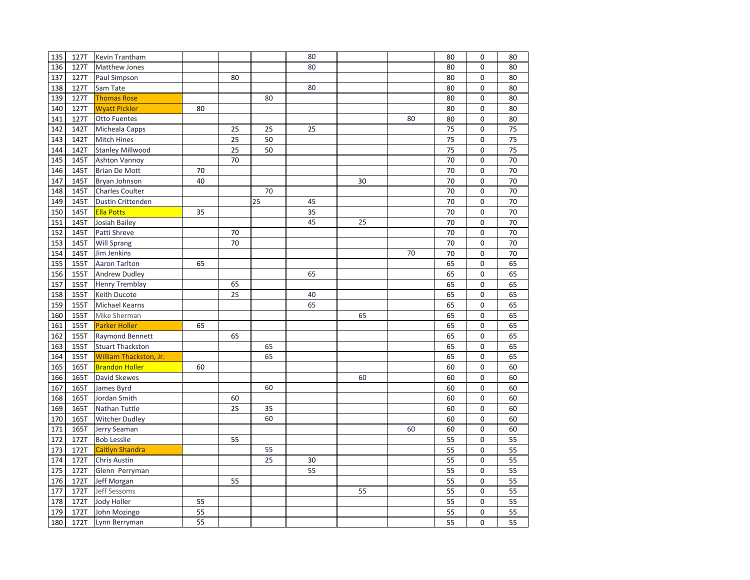| | | | | | | | | | | | |
|---|---|---|---|---|---|---|---|---|---|---|---|
| 135 | 127T | Kevin Trantham | | | | 80 | | | 80 | 0 | 80 |
| 136 | 127T | Matthew Jones | | | | 80 | | | 80 | 0 | 80 |
| 137 | 127T | Paul Simpson | | 80 | | | | | 80 | 0 | 80 |
| 138 | 127T | Sam Tate | | | | 80 | | | 80 | 0 | 80 |
| 139 | 127T | Thomas Rose | | | 80 | | | | 80 | 0 | 80 |
| 140 | 127T | Wyatt Pickler | 80 | | | | | | 80 | 0 | 80 |
| 141 | 127T | Otto Fuentes | | | | | | 80 | 80 | 0 | 80 |
| 142 | 142T | Micheala Capps | | 25 | 25 | 25 | | | 75 | 0 | 75 |
| 143 | 142T | Mitch Hines | | 25 | 50 | | | | 75 | 0 | 75 |
| 144 | 142T | Stanley Millwood | | 25 | 50 | | | | 75 | 0 | 75 |
| 145 | 145T | Ashton Vannoy | | 70 | | | | | 70 | 0 | 70 |
| 146 | 145T | Brian De Mott | 70 | | | | | | 70 | 0 | 70 |
| 147 | 145T | Bryan Johnson | 40 | | | | 30 | | 70 | 0 | 70 |
| 148 | 145T | Charles Coulter | | | 70 | | | | 70 | 0 | 70 |
| 149 | 145T | Dustin Crittenden | | | 25 | 45 | | | 70 | 0 | 70 |
| 150 | 145T | Ella Potts | 35 | | | 35 | | | 70 | 0 | 70 |
| 151 | 145T | Josiah Bailey | | | | 45 | 25 | | 70 | 0 | 70 |
| 152 | 145T | Patti Shreve | | 70 | | | | | 70 | 0 | 70 |
| 153 | 145T | Will Sprang | | 70 | | | | | 70 | 0 | 70 |
| 154 | 145T | Jim Jenkins | | | | | | 70 | 70 | 0 | 70 |
| 155 | 155T | Aaron Tarlton | 65 | | | | | | 65 | 0 | 65 |
| 156 | 155T | Andrew Dudley | | | | 65 | | | 65 | 0 | 65 |
| 157 | 155T | Henry Tremblay | | 65 | | | | | 65 | 0 | 65 |
| 158 | 155T | Keith Ducote | | 25 | | 40 | | | 65 | 0 | 65 |
| 159 | 155T | Michael Kearns | | | | 65 | | | 65 | 0 | 65 |
| 160 | 155T | Mike Sherman | | | | | 65 | | 65 | 0 | 65 |
| 161 | 155T | Parker Holler | 65 | | | | | | 65 | 0 | 65 |
| 162 | 155T | Raymond Bennett | | 65 | | | | | 65 | 0 | 65 |
| 163 | 155T | Stuart Thackston | | | 65 | | | | 65 | 0 | 65 |
| 164 | 155T | William Thackston, Jr. | | | 65 | | | | 65 | 0 | 65 |
| 165 | 165T | Brandon Holler | 60 | | | | | | 60 | 0 | 60 |
| 166 | 165T | David Skewes | | | | | 60 | | 60 | 0 | 60 |
| 167 | 165T | James Byrd | | | 60 | | | | 60 | 0 | 60 |
| 168 | 165T | Jordan Smith | | 60 | | | | | 60 | 0 | 60 |
| 169 | 165T | Nathan Tuttle | | 25 | 35 | | | | 60 | 0 | 60 |
| 170 | 165T | Witcher Dudley | | | 60 | | | | 60 | 0 | 60 |
| 171 | 165T | Jerry Seaman | | | | | | 60 | 60 | 0 | 60 |
| 172 | 172T | Bob Lesslie | | 55 | | | | | 55 | 0 | 55 |
| 173 | 172T | Caitlyn Shandra | | | 55 | | | | 55 | 0 | 55 |
| 174 | 172T | Chris Austin | | | 25 | 30 | | | 55 | 0 | 55 |
| 175 | 172T | Glenn Perryman | | | | 55 | | | 55 | 0 | 55 |
| 176 | 172T | Jeff Morgan | | 55 | | | | | 55 | 0 | 55 |
| 177 | 172T | Jeff Sessoms | | | | | 55 | | 55 | 0 | 55 |
| 178 | 172T | Jody Holler | 55 | | | | | | 55 | 0 | 55 |
| 179 | 172T | John Mozingo | 55 | | | | | | 55 | 0 | 55 |
| 180 | 172T | Lynn Berryman | 55 | | | | | | 55 | 0 | 55 |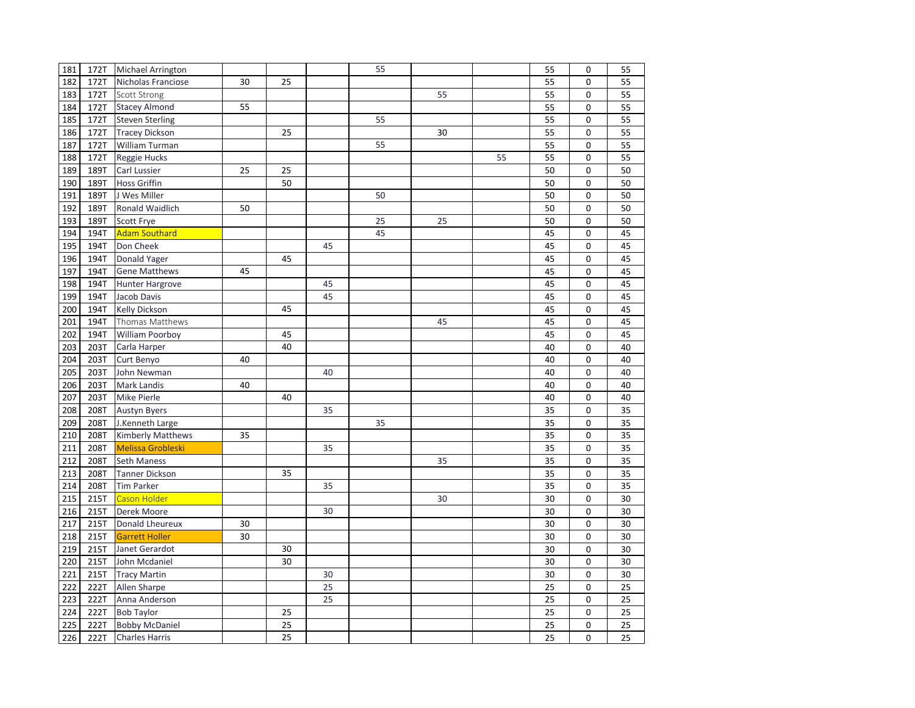| | | | | | | | | | | | |
|---|---|---|---|---|---|---|---|---|---|---|---|
| 181 | 172T | Michael Arrington | | | | 55 | | | 55 | 0 | 55 |
| 182 | 172T | Nicholas Franciose | 30 | 25 | | | | | 55 | 0 | 55 |
| 183 | 172T | Scott Strong | | | | | 55 | | 55 | 0 | 55 |
| 184 | 172T | Stacey Almond | 55 | | | | | | 55 | 0 | 55 |
| 185 | 172T | Steven Sterling | | | | 55 | | | 55 | 0 | 55 |
| 186 | 172T | Tracey Dickson | | 25 | | | 30 | | 55 | 0 | 55 |
| 187 | 172T | William Turman | | | | 55 | | | 55 | 0 | 55 |
| 188 | 172T | Reggie Hucks | | | | | | 55 | 55 | 0 | 55 |
| 189 | 189T | Carl Lussier | 25 | 25 | | | | | 50 | 0 | 50 |
| 190 | 189T | Hoss Griffin | | 50 | | | | | 50 | 0 | 50 |
| 191 | 189T | J Wes Miller | | | | 50 | | | 50 | 0 | 50 |
| 192 | 189T | Ronald Waidlich | 50 | | | | | | 50 | 0 | 50 |
| 193 | 189T | Scott Frye | | | | 25 | 25 | | 50 | 0 | 50 |
| 194 | 194T | Adam Southard | | | | 45 | | | 45 | 0 | 45 |
| 195 | 194T | Don Cheek | | | 45 | | | | 45 | 0 | 45 |
| 196 | 194T | Donald Yager | | 45 | | | | | 45 | 0 | 45 |
| 197 | 194T | Gene Matthews | 45 | | | | | | 45 | 0 | 45 |
| 198 | 194T | Hunter Hargrove | | | 45 | | | | 45 | 0 | 45 |
| 199 | 194T | Jacob Davis | | | 45 | | | | 45 | 0 | 45 |
| 200 | 194T | Kelly Dickson | | 45 | | | | | 45 | 0 | 45 |
| 201 | 194T | Thomas Matthews | | | | | 45 | | 45 | 0 | 45 |
| 202 | 194T | William Poorboy | | 45 | | | | | 45 | 0 | 45 |
| 203 | 203T | Carla Harper | | 40 | | | | | 40 | 0 | 40 |
| 204 | 203T | Curt Benyo | 40 | | | | | | 40 | 0 | 40 |
| 205 | 203T | John Newman | | | 40 | | | | 40 | 0 | 40 |
| 206 | 203T | Mark Landis | 40 | | | | | | 40 | 0 | 40 |
| 207 | 203T | Mike Pierle | | 40 | | | | | 40 | 0 | 40 |
| 208 | 208T | Austyn Byers | | | 35 | | | | 35 | 0 | 35 |
| 209 | 208T | J.Kenneth Large | | | | 35 | | | 35 | 0 | 35 |
| 210 | 208T | Kimberly Matthews | 35 | | | | | | 35 | 0 | 35 |
| 211 | 208T | Melissa Grobleski | | | 35 | | | | 35 | 0 | 35 |
| 212 | 208T | Seth Maness | | | | | 35 | | 35 | 0 | 35 |
| 213 | 208T | Tanner Dickson | | 35 | | | | | 35 | 0 | 35 |
| 214 | 208T | Tim Parker | | | 35 | | | | 35 | 0 | 35 |
| 215 | 215T | Cason Holder | | | | | 30 | | 30 | 0 | 30 |
| 216 | 215T | Derek Moore | | | 30 | | | | 30 | 0 | 30 |
| 217 | 215T | Donald Lheureux | 30 | | | | | | 30 | 0 | 30 |
| 218 | 215T | Garrett Holler | 30 | | | | | | 30 | 0 | 30 |
| 219 | 215T | Janet Gerardot | | 30 | | | | | 30 | 0 | 30 |
| 220 | 215T | John Mcdaniel | | 30 | | | | | 30 | 0 | 30 |
| 221 | 215T | Tracy Martin | | | 30 | | | | 30 | 0 | 30 |
| 222 | 222T | Allen Sharpe | | | 25 | | | | 25 | 0 | 25 |
| 223 | 222T | Anna Anderson | | | 25 | | | | 25 | 0 | 25 |
| 224 | 222T | Bob Taylor | | 25 | | | | | 25 | 0 | 25 |
| 225 | 222T | Bobby McDaniel | | 25 | | | | | 25 | 0 | 25 |
| 226 | 222T | Charles Harris | | 25 | | | | | 25 | 0 | 25 |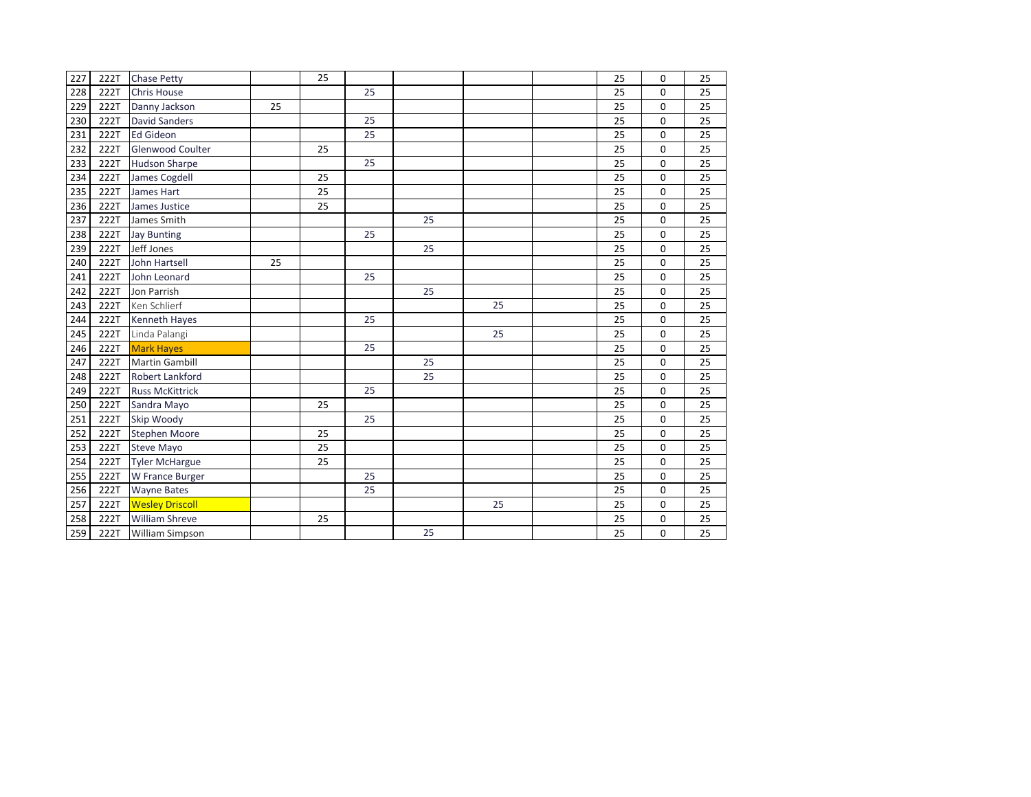| | | | | | | | | | | | |
|---|---|---|---|---|---|---|---|---|---|---|---|
| 227 | 222T | Chase Petty | | 25 | | | | | 25 | 0 | 25 |
| 228 | 222T | Chris House | | | 25 | | | | 25 | 0 | 25 |
| 229 | 222T | Danny Jackson | 25 | | | | | | 25 | 0 | 25 |
| 230 | 222T | David Sanders | | | 25 | | | | 25 | 0 | 25 |
| 231 | 222T | Ed Gideon | | | 25 | | | | 25 | 0 | 25 |
| 232 | 222T | Glenwood Coulter | | 25 | | | | | 25 | 0 | 25 |
| 233 | 222T | Hudson Sharpe | | | 25 | | | | 25 | 0 | 25 |
| 234 | 222T | James Cogdell | | 25 | | | | | 25 | 0 | 25 |
| 235 | 222T | James Hart | | 25 | | | | | 25 | 0 | 25 |
| 236 | 222T | James Justice | | 25 | | | | | 25 | 0 | 25 |
| 237 | 222T | James Smith | | | | 25 | | | 25 | 0 | 25 |
| 238 | 222T | Jay Bunting | | | 25 | | | | 25 | 0 | 25 |
| 239 | 222T | Jeff Jones | | | | 25 | | | 25 | 0 | 25 |
| 240 | 222T | John Hartsell | 25 | | | | | | 25 | 0 | 25 |
| 241 | 222T | John Leonard | | | 25 | | | | 25 | 0 | 25 |
| 242 | 222T | Jon Parrish | | | | 25 | | | 25 | 0 | 25 |
| 243 | 222T | Ken Schlierf | | | | | 25 | | 25 | 0 | 25 |
| 244 | 222T | Kenneth Hayes | | | 25 | | | | 25 | 0 | 25 |
| 245 | 222T | Linda Palangi | | | | | 25 | | 25 | 0 | 25 |
| 246 | 222T | Mark Hayes | | | 25 | | | | 25 | 0 | 25 |
| 247 | 222T | Martin Gambill | | | | 25 | | | 25 | 0 | 25 |
| 248 | 222T | Robert Lankford | | | | 25 | | | 25 | 0 | 25 |
| 249 | 222T | Russ McKittrick | | | 25 | | | | 25 | 0 | 25 |
| 250 | 222T | Sandra Mayo | | 25 | | | | | 25 | 0 | 25 |
| 251 | 222T | Skip Woody | | | 25 | | | | 25 | 0 | 25 |
| 252 | 222T | Stephen Moore | | 25 | | | | | 25 | 0 | 25 |
| 253 | 222T | Steve Mayo | | 25 | | | | | 25 | 0 | 25 |
| 254 | 222T | Tyler McHargue | | 25 | | | | | 25 | 0 | 25 |
| 255 | 222T | W France Burger | | | 25 | | | | 25 | 0 | 25 |
| 256 | 222T | Wayne Bates | | | 25 | | | | 25 | 0 | 25 |
| 257 | 222T | Wesley Driscoll | | | | | 25 | | 25 | 0 | 25 |
| 258 | 222T | William Shreve | | 25 | | | | | 25 | 0 | 25 |
| 259 | 222T | William Simpson | | | | 25 | | | 25 | 0 | 25 |